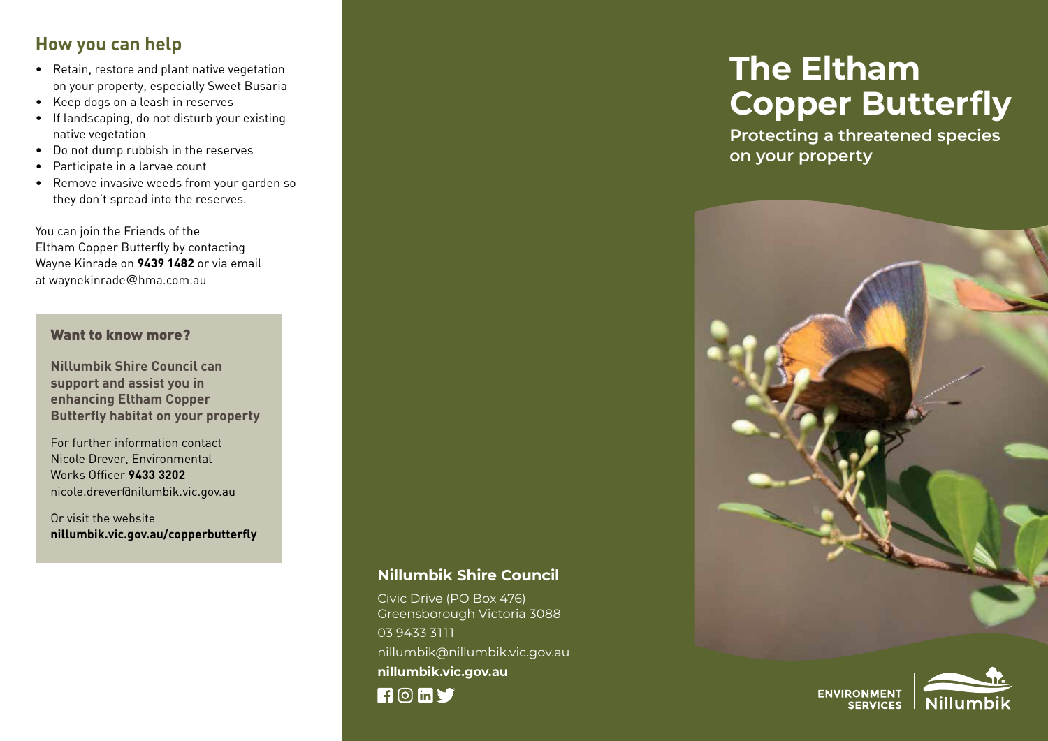## How you can help

- Retain, restore and plant native vegetation on your property, especially Sweet Busaria
- Keep dogs on a leash in reserves
- If landscaping, do not disturb your existing native vegetation
- Do not dump rubbish in the reserves
- Participate in a larvae count
- Remove invasive weeds from your garden so they don't spread into the reserves.

You can join the Friends of the Eltham Copper Butterfly by contacting Wayne Kinrade on **9439 1482** or via email at waynekinrade@hma.com.au

### Want to know more?

**Nillumbik Shire Council can support and assist you in enhancing Eltham Copper Butterfly habitat on your property**

For further information contact Nicole Drever, Environmental Works Officer **9433 3202** nicole.drever@nilumbik.vic.gov.au

Or visit the website **nillumbik.vic.gov.au/copperbutterfly**

### Nillumbik Shire Council

Civic Drive (PO Box 476)
Greensborough Victoria 3088
03 9433 3111
nillumbik@nillumbik.vic.gov.au
**nillumbik.vic.gov.au**

# The Eltham Copper Butterfly

**Protecting a threatened species on your property**

ENVIRONMENT SERVICES | Nillumbik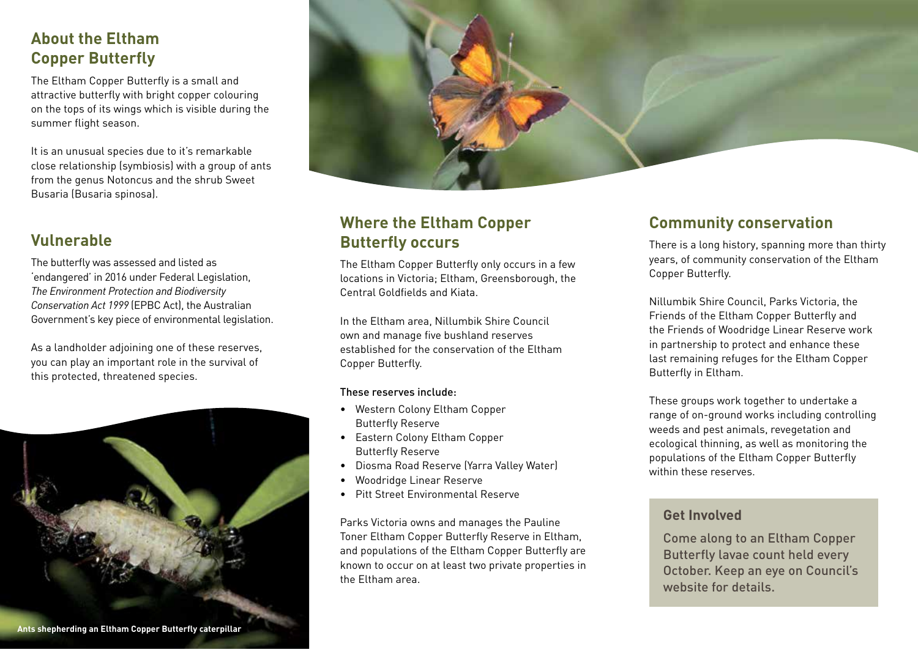## About the Eltham Copper Butterfly

The Eltham Copper Butterfly is a small and attractive butterfly with bright copper colouring on the tops of its wings which is visible during the summer flight season.

It is an unusual species due to it's remarkable close relationship (symbiosis) with a group of ants from the genus Notoncus and the shrub Sweet Busaria (Busaria spinosa).

## Vulnerable

The butterfly was assessed and listed as 'endangered' in 2016 under Federal Legislation, *The Environment Protection and Biodiversity Conservation Act 1999* (EPBC Act), the Australian Government's key piece of environmental legislation.

As a landholder adjoining one of these reserves, you can play an important role in the survival of this protected, threatened species.

**Ants shepherding an Eltham Copper Butterfly caterpillar**

## Where the Eltham Copper Butterfly occurs

The Eltham Copper Butterfly only occurs in a few locations in Victoria; Eltham, Greensborough, the Central Goldfields and Kiata.

In the Eltham area, Nillumbik Shire Council own and manage five bushland reserves established for the conservation of the Eltham Copper Butterfly.

These reserves include:

- Western Colony Eltham Copper Butterfly Reserve
- Eastern Colony Eltham Copper Butterfly Reserve
- Diosma Road Reserve (Yarra Valley Water)
- Woodridge Linear Reserve
- Pitt Street Environmental Reserve

Parks Victoria owns and manages the Pauline Toner Eltham Copper Butterfly Reserve in Eltham, and populations of the Eltham Copper Butterfly are known to occur on at least two private properties in the Eltham area.

## Community conservation

There is a long history, spanning more than thirty years, of community conservation of the Eltham Copper Butterfly.

Nillumbik Shire Council, Parks Victoria, the Friends of the Eltham Copper Butterfly and the Friends of Woodridge Linear Reserve work in partnership to protect and enhance these last remaining refuges for the Eltham Copper Butterfly in Eltham.

These groups work together to undertake a range of on-ground works including controlling weeds and pest animals, revegetation and ecological thinning, as well as monitoring the populations of the Eltham Copper Butterfly within these reserves.

### Get Involved

Come along to an Eltham Copper Butterfly lavae count held every October. Keep an eye on Council's website for details.